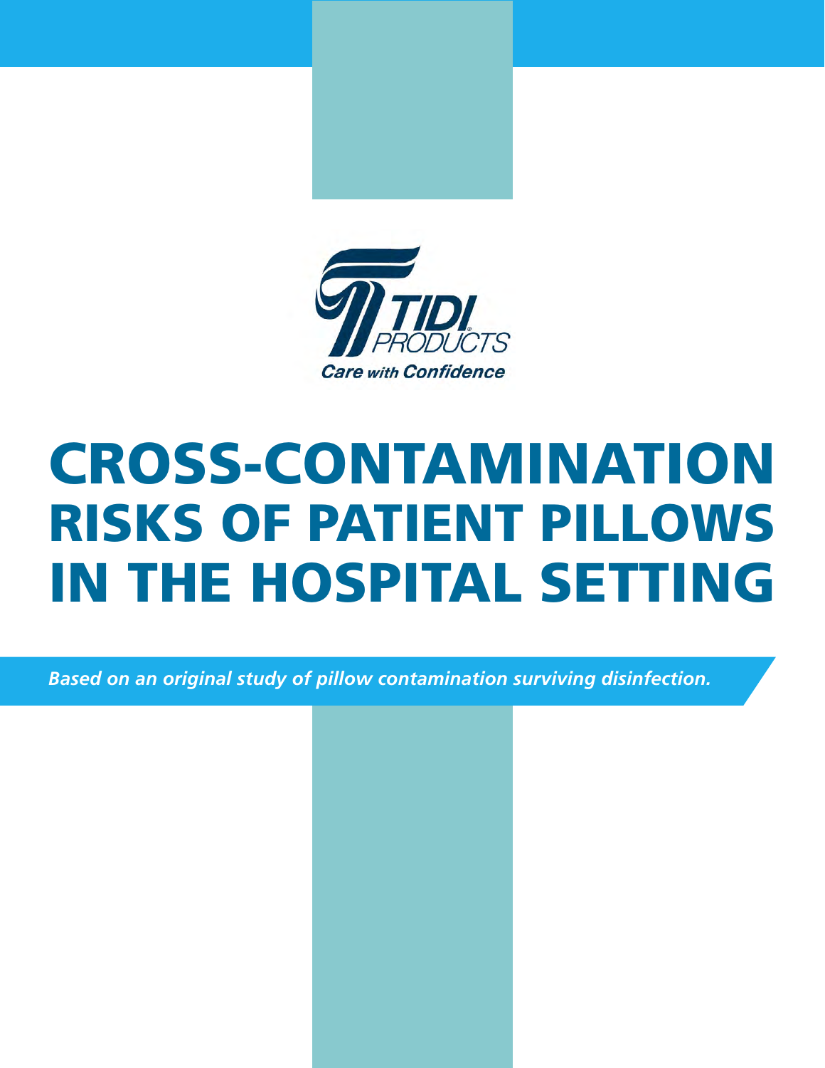TIDI PRODUCTS

Care with Confidence

# CROSS-CONTAMINATION RISKS OF PATIENT PILLOWS IN THE HOSPITAL SETTING

*Based on an original study of pillow contamination surviving disinfection.*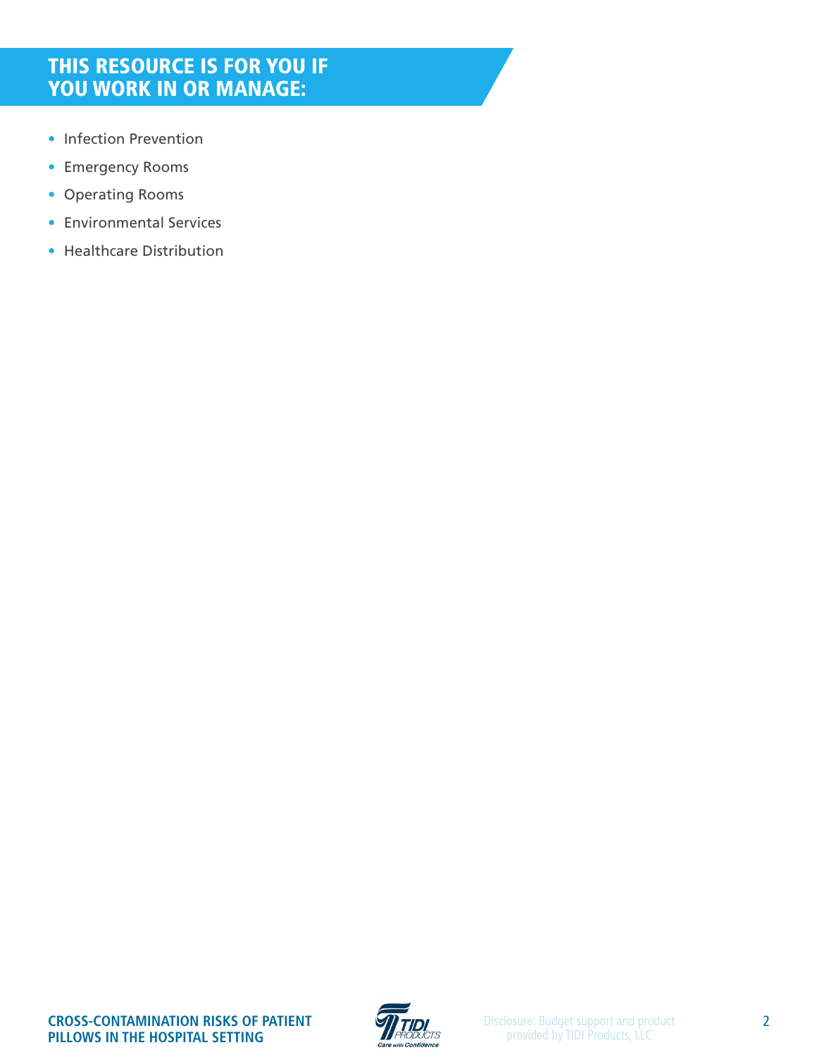## THIS RESOURCE IS FOR YOU IF YOU WORK IN OR MANAGE:

- Infection Prevention
- Emergency Rooms
- Operating Rooms
- Environmental Services
- Healthcare Distribution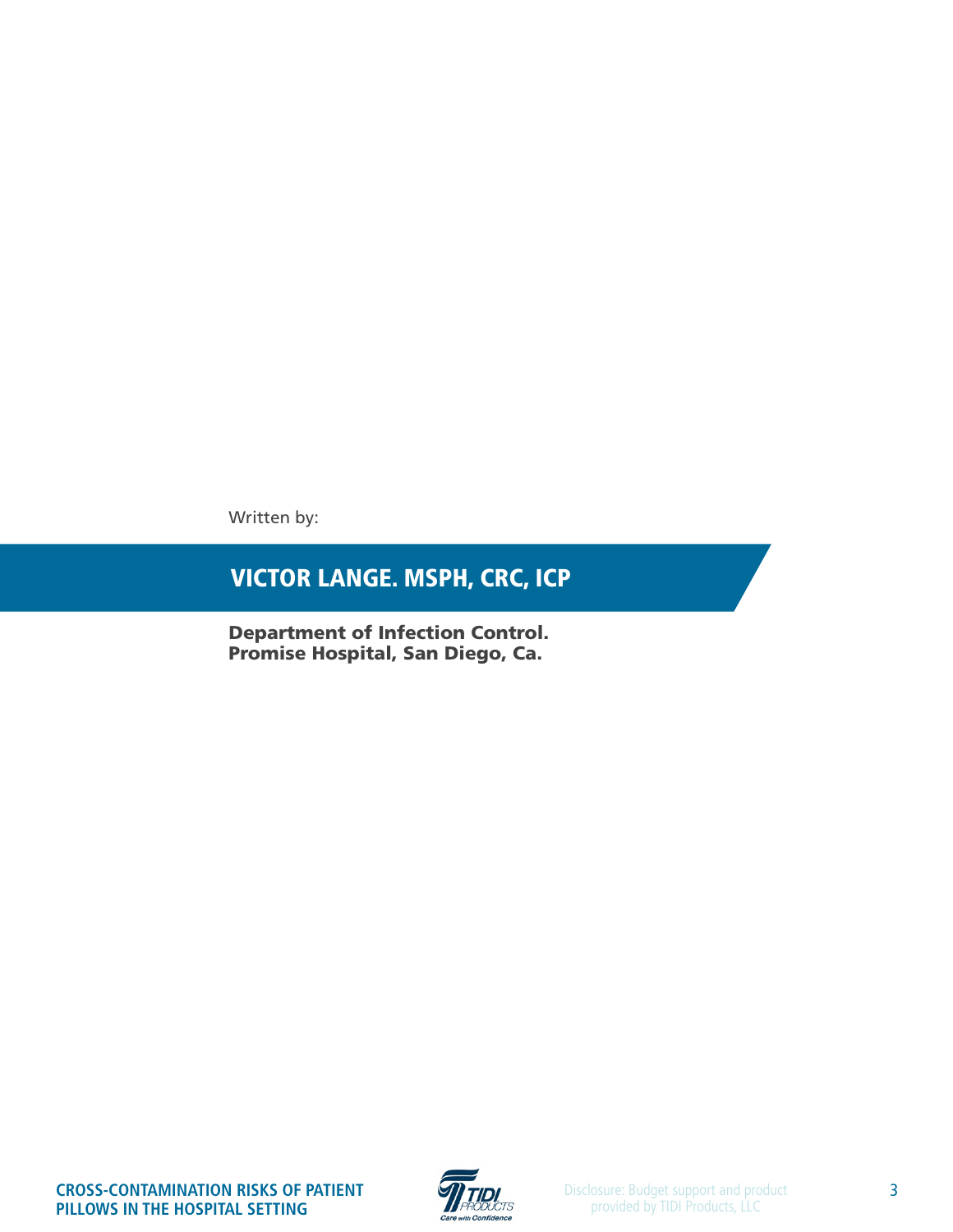Written by:

## VICTOR LANGE. MSPH, CRC, ICP

**Department of Infection Control.**
**Promise Hospital, San Diego, Ca.**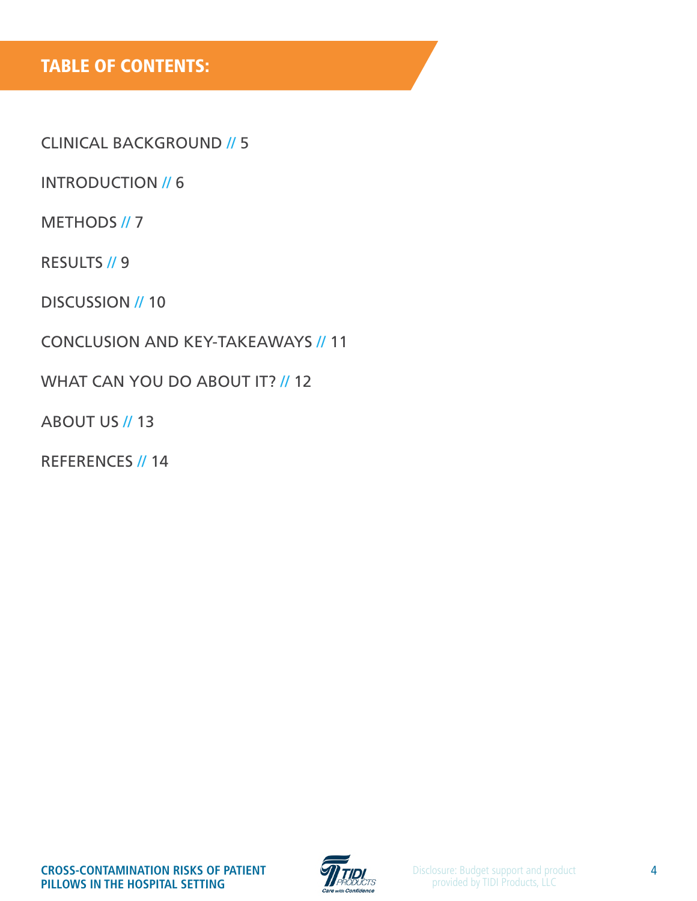# TABLE OF CONTENTS:

CLINICAL BACKGROUND // 5

INTRODUCTION // 6

METHODS // 7

RESULTS // 9

DISCUSSION // 10

CONCLUSION AND KEY-TAKEAWAYS // 11

WHAT CAN YOU DO ABOUT IT? // 12

ABOUT US // 13

REFERENCES // 14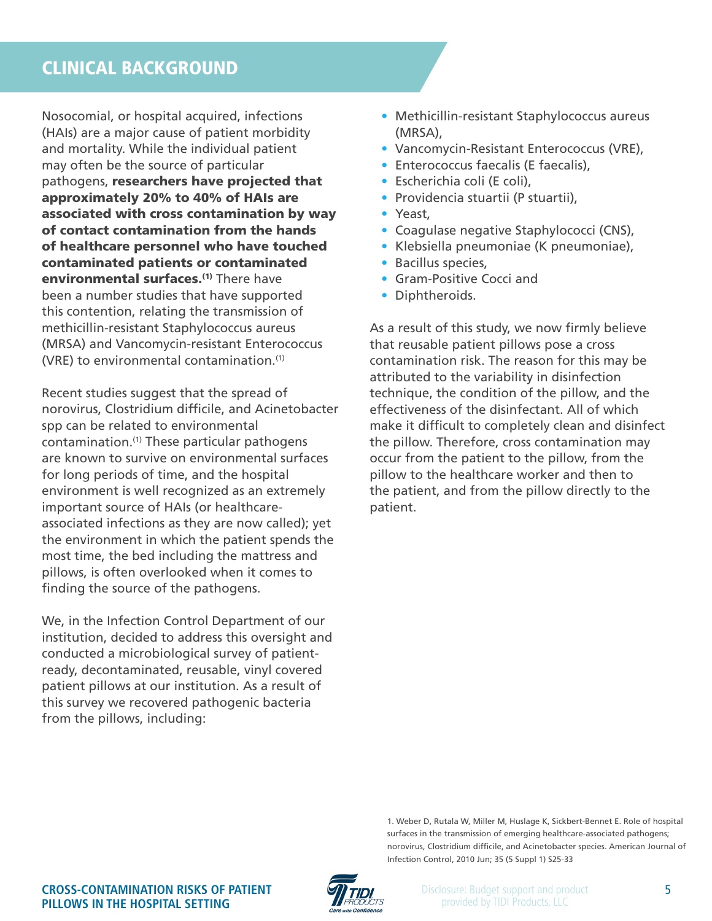## CLINICAL BACKGROUND

Nosocomial, or hospital acquired, infections (HAIs) are a major cause of patient morbidity and mortality. While the individual patient may often be the source of particular pathogens, **researchers have projected that approximately 20% to 40% of HAIs are associated with cross contamination by way of contact contamination from the hands of healthcare personnel who have touched contaminated patients or contaminated environmental surfaces.[1]** There have been a number studies that have supported this contention, relating the transmission of methicillin-resistant Staphylococcus aureus (MRSA) and Vancomycin-resistant Enterococcus (VRE) to environmental contamination.[1]

Recent studies suggest that the spread of norovirus, Clostridium difficile, and Acinetobacter spp can be related to environmental contamination.[1] These particular pathogens are known to survive on environmental surfaces for long periods of time, and the hospital environment is well recognized as an extremely important source of HAIs (or healthcare-associated infections as they are now called); yet the environment in which the patient spends the most time, the bed including the mattress and pillows, is often overlooked when it comes to finding the source of the pathogens.

We, in the Infection Control Department of our institution, decided to address this oversight and conducted a microbiological survey of patient-ready, decontaminated, reusable, vinyl covered patient pillows at our institution. As a result of this survey we recovered pathogenic bacteria from the pillows, including:

- Methicillin-resistant Staphylococcus aureus (MRSA),
- Vancomycin-Resistant Enterococcus (VRE),
- Enterococcus faecalis (E faecalis),
- Escherichia coli (E coli),
- Providencia stuartii (P stuartii),
- Yeast,
- Coagulase negative Staphylococci (CNS),
- Klebsiella pneumoniae (K pneumoniae),
- Bacillus species,
- Gram-Positive Cocci and
- Diphtheroids.

As a result of this study, we now firmly believe that reusable patient pillows pose a cross contamination risk. The reason for this may be attributed to the variability in disinfection technique, the condition of the pillow, and the effectiveness of the disinfectant. All of which make it difficult to completely clean and disinfect the pillow. Therefore, cross contamination may occur from the patient to the pillow, from the pillow to the healthcare worker and then to the patient, and from the pillow directly to the patient.

1. Weber D, Rutala W, Miller M, Huslage K, Sickbert-Bennet E. Role of hospital surfaces in the transmission of emerging healthcare-associated pathogens; norovirus, Clostridium difficile, and Acinetobacter species. American Journal of Infection Control, 2010 Jun; 35 (5 Suppl 1) S25-33

Disclosure: Budget support and product provided by TIDI Products, LLC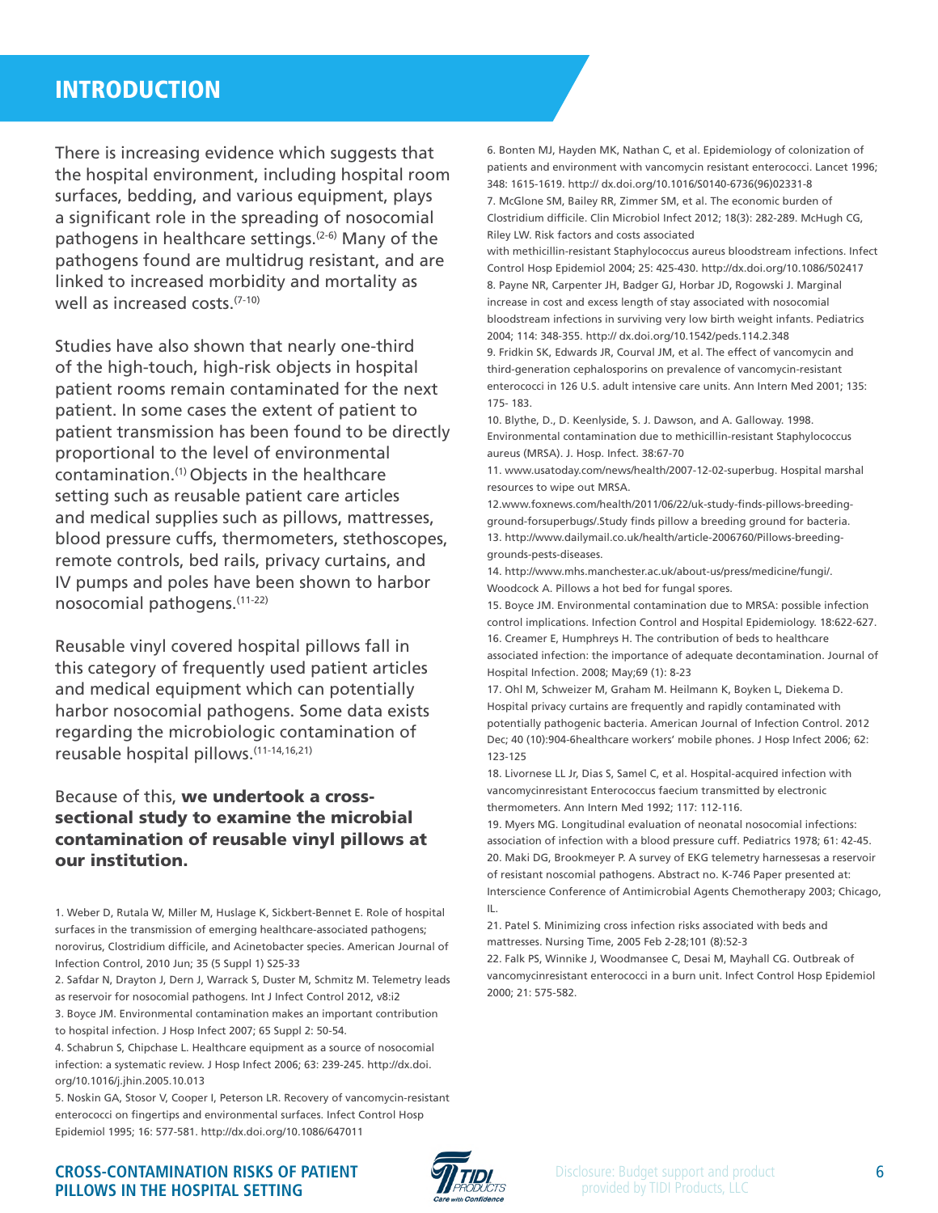# INTRODUCTION

There is increasing evidence which suggests that the hospital environment, including hospital room surfaces, bedding, and various equipment, plays a significant role in the spreading of nosocomial pathogens in healthcare settings.[2-6] Many of the pathogens found are multidrug resistant, and are linked to increased morbidity and mortality as well as increased costs.[7-10]

Studies have also shown that nearly one-third of the high-touch, high-risk objects in hospital patient rooms remain contaminated for the next patient. In some cases the extent of patient to patient transmission has been found to be directly proportional to the level of environmental contamination.[1] Objects in the healthcare setting such as reusable patient care articles and medical supplies such as pillows, mattresses, blood pressure cuffs, thermometers, stethoscopes, remote controls, bed rails, privacy curtains, and IV pumps and poles have been shown to harbor nosocomial pathogens.[11-22]

Reusable vinyl covered hospital pillows fall in this category of frequently used patient articles and medical equipment which can potentially harbor nosocomial pathogens. Some data exists regarding the microbiologic contamination of reusable hospital pillows.[11-14,16,21]

Because of this, **we undertook a cross-sectional study to examine the microbial contamination of reusable vinyl pillows at our institution.**

1. Weber D, Rutala W, Miller M, Huslage K, Sickbert-Bennet E. Role of hospital surfaces in the transmission of emerging healthcare-associated pathogens; norovirus, Clostridium difficile, and Acinetobacter species. American Journal of Infection Control, 2010 Jun; 35 (5 Suppl 1) S25-33
2. Safdar N, Drayton J, Dern J, Warrack S, Duster M, Schmitz M. Telemetry leads as reservoir for nosocomial pathogens. Int J Infect Control 2012, v8:i2
3. Boyce JM. Environmental contamination makes an important contribution to hospital infection. J Hosp Infect 2007; 65 Suppl 2: 50-54.
4. Schabrun S, Chipchase L. Healthcare equipment as a source of nosocomial infection: a systematic review. J Hosp Infect 2006; 63: 239-245. http://dx.doi.org/10.1016/j.jhin.2005.10.013
5. Noskin GA, Stosor V, Cooper I, Peterson LR. Recovery of vancomycin-resistant enterococci on fingertips and environmental surfaces. Infect Control Hosp Epidemiol 1995; 16: 577-581. http://dx.doi.org/10.1086/647011
6. Bonten MJ, Hayden MK, Nathan C, et al. Epidemiology of colonization of patients and environment with vancomycin resistant enterococci. Lancet 1996; 348: 1615-1619. http:// dx.doi.org/10.1016/S0140-6736(96)02331-8
7. McGlone SM, Bailey RR, Zimmer SM, et al. The economic burden of Clostridium difficile. Clin Microbiol Infect 2012; 18(3): 282-289. McHugh CG, Riley LW. Risk factors and costs associated with methicillin-resistant Staphylococcus aureus bloodstream infections. Infect Control Hosp Epidemiol 2004; 25: 425-430. http://dx.doi.org/10.1086/502417
8. Payne NR, Carpenter JH, Badger GJ, Horbar JD, Rogowski J. Marginal increase in cost and excess length of stay associated with nosocomial bloodstream infections in surviving very low birth weight infants. Pediatrics 2004; 114: 348-355. http:// dx.doi.org/10.1542/peds.114.2.348
9. Fridkin SK, Edwards JR, Courval JM, et al. The effect of vancomycin and third-generation cephalosporins on prevalence of vancomycin-resistant enterococci in 126 U.S. adult intensive care units. Ann Intern Med 2001; 135: 175- 183.
10. Blythe, D., D. Keenlyside, S. J. Dawson, and A. Galloway. 1998. Environmental contamination due to methicillin-resistant Staphylococcus aureus (MRSA). J. Hosp. Infect. 38:67-70
11. www.usatoday.com/news/health/2007-12-02-superbug. Hospital marshal resources to wipe out MRSA.
12. www.foxnews.com/health/2011/06/22/uk-study-finds-pillows-breeding-ground-forsuperbugs/.Study finds pillow a breeding ground for bacteria.
13. http://www.dailymail.co.uk/health/article-2006760/Pillows-breeding-grounds-pests-diseases.
14. http://www.mhs.manchester.ac.uk/about-us/press/medicine/fungi/. Woodcock A. Pillows a hot bed for fungal spores.
15. Boyce JM. Environmental contamination due to MRSA: possible infection control implications. Infection Control and Hospital Epidemiology. 18:622-627.
16. Creamer E, Humphreys H. The contribution of beds to healthcare associated infection: the importance of adequate decontamination. Journal of Hospital Infection. 2008; May;69 (1): 8-23
17. Ohl M, Schweizer M, Graham M. Heilmann K, Boyken L, Diekema D. Hospital privacy curtains are frequently and rapidly contaminated with potentially pathogenic bacteria. American Journal of Infection Control. 2012 Dec; 40 (10):904-6healthcare workers' mobile phones. J Hosp Infect 2006; 62: 123-125
18. Livornese LL Jr, Dias S, Samel C, et al. Hospital-acquired infection with vancomycinresistant Enterococcus faecium transmitted by electronic thermometers. Ann Intern Med 1992; 117: 112-116.
19. Myers MG. Longitudinal evaluation of neonatal nosocomial infections: association of infection with a blood pressure cuff. Pediatrics 1978; 61: 42-45.
20. Maki DG, Brookmeyer P. A survey of EKG telemetry harnessesas a reservoir of resistant noscomial pathogens. Abstract no. K-746 Paper presented at: Interscience Conference of Antimicrobial Agents Chemotherapy 2003; Chicago, IL.
21. Patel S. Minimizing cross infection risks associated with beds and mattresses. Nursing Time, 2005 Feb 2-28;101 (8):52-3
22. Falk PS, Winnike J, Woodmansee C, Desai M, Mayhall CG. Outbreak of vancomycinresistant enterococci in a burn unit. Infect Control Hosp Epidemiol 2000; 21: 575-582.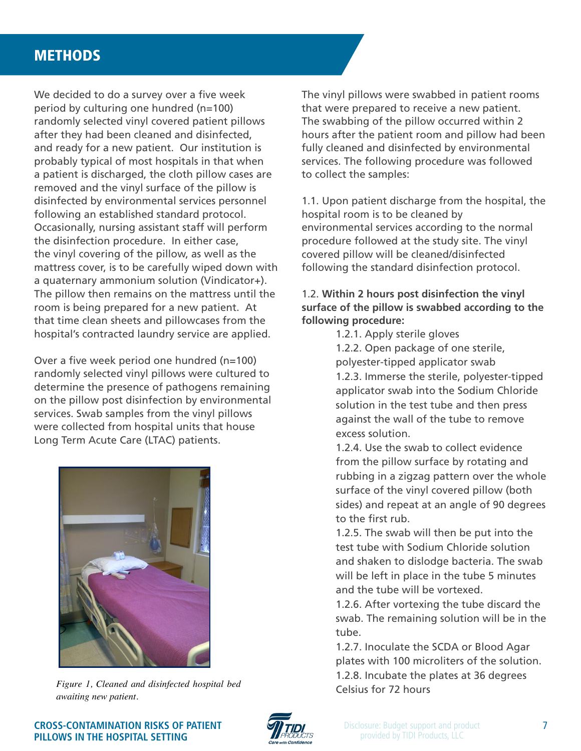## METHODS

We decided to do a survey over a five week period by culturing one hundred (n=100) randomly selected vinyl covered patient pillows after they had been cleaned and disinfected, and ready for a new patient. Our institution is probably typical of most hospitals in that when a patient is discharged, the cloth pillow cases are removed and the vinyl surface of the pillow is disinfected by environmental services personnel following an established standard protocol. Occasionally, nursing assistant staff will perform the disinfection procedure. In either case, the vinyl covering of the pillow, as well as the mattress cover, is to be carefully wiped down with a quaternary ammonium solution (Vindicator+). The pillow then remains on the mattress until the room is being prepared for a new patient. At that time clean sheets and pillowcases from the hospital's contracted laundry service are applied.

Over a five week period one hundred (n=100) randomly selected vinyl pillows were cultured to determine the presence of pathogens remaining on the pillow post disinfection by environmental services. Swab samples from the vinyl pillows were collected from hospital units that house Long Term Acute Care (LTAC) patients.

*Figure 1, Cleaned and disinfected hospital bed awaiting new patient.*

The vinyl pillows were swabbed in patient rooms that were prepared to receive a new patient. The swabbing of the pillow occurred within 2 hours after the patient room and pillow had been fully cleaned and disinfected by environmental services. The following procedure was followed to collect the samples:

1.1. Upon patient discharge from the hospital, the hospital room is to be cleaned by environmental services according to the normal procedure followed at the study site. The vinyl covered pillow will be cleaned/disinfected following the standard disinfection protocol.

1.2. **Within 2 hours post disinfection the vinyl surface of the pillow is swabbed according to the following procedure:**

- 1.2.1. Apply sterile gloves
- 1.2.2. Open package of one sterile, polyester-tipped applicator swab
- 1.2.3. Immerse the sterile, polyester-tipped applicator swab into the Sodium Chloride solution in the test tube and then press against the wall of the tube to remove excess solution.
- 1.2.4. Use the swab to collect evidence from the pillow surface by rotating and rubbing in a zigzag pattern over the whole surface of the vinyl covered pillow (both sides) and repeat at an angle of 90 degrees to the first rub.
- 1.2.5. The swab will then be put into the test tube with Sodium Chloride solution and shaken to dislodge bacteria. The swab will be left in place in the tube 5 minutes and the tube will be vortexed.
- 1.2.6. After vortexing the tube discard the swab. The remaining solution will be in the tube.
- 1.2.7. Inoculate the SCDA or Blood Agar plates with 100 microliters of the solution.
- 1.2.8. Incubate the plates at 36 degrees Celsius for 72 hours

Disclosure: Budget support and product provided by TIDI Products, LLC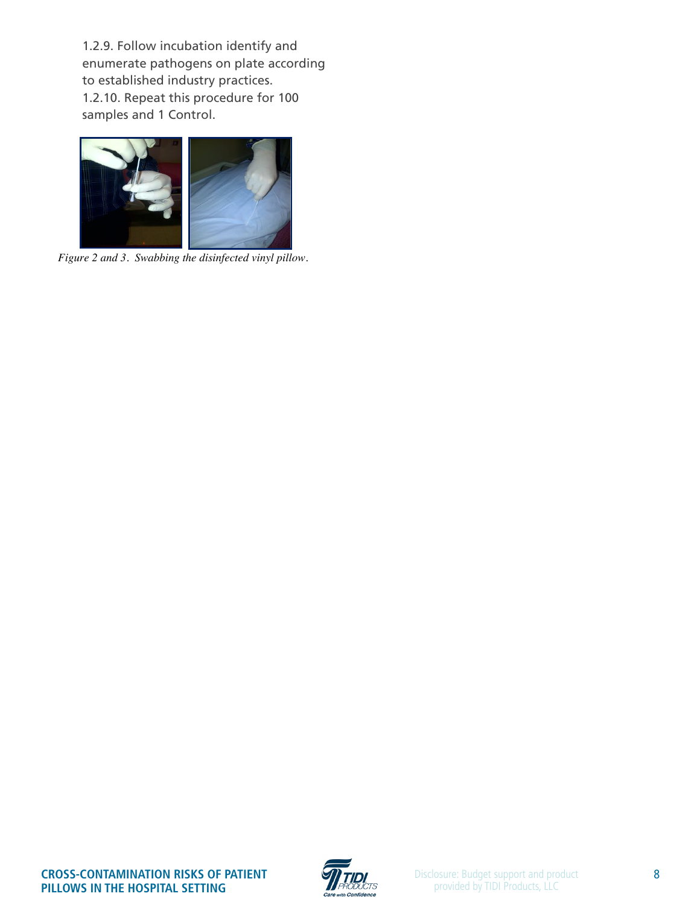1.2.9. Follow incubation identify and enumerate pathogens on plate according to established industry practices.

1.2.10. Repeat this procedure for 100 samples and 1 Control.

*Figure 2 and 3. Swabbing the disinfected vinyl pillow.*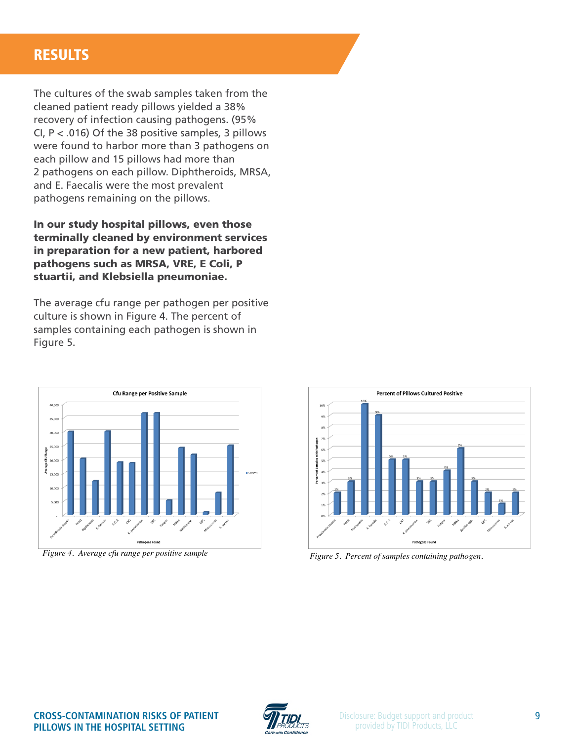## RESULTS

The cultures of the swab samples taken from the cleaned patient ready pillows yielded a 38% recovery of infection causing pathogens. (95% CI, P < .016) Of the 38 positive samples, 3 pillows were found to harbor more than 3 pathogens on each pillow and 15 pillows had more than 2 pathogens on each pillow. Diphtheroids, MRSA, and E. Faecalis were the most prevalent pathogens remaining on the pillows.

**In our study hospital pillows, even those terminally cleaned by environment services in preparation for a new patient, harbored pathogens such as MRSA, VRE, E Coli, P stuartii, and Klebsiella pneumoniae.**

The average cfu range per pathogen per positive culture is shown in Figure 4. The percent of samples containing each pathogen is shown in Figure 5.

*Figure 4. Average cfu range per positive sample*

*Figure 5. Percent of samples containing pathogen.*

Disclosure: Budget support and product provided by TIDI Products, LLC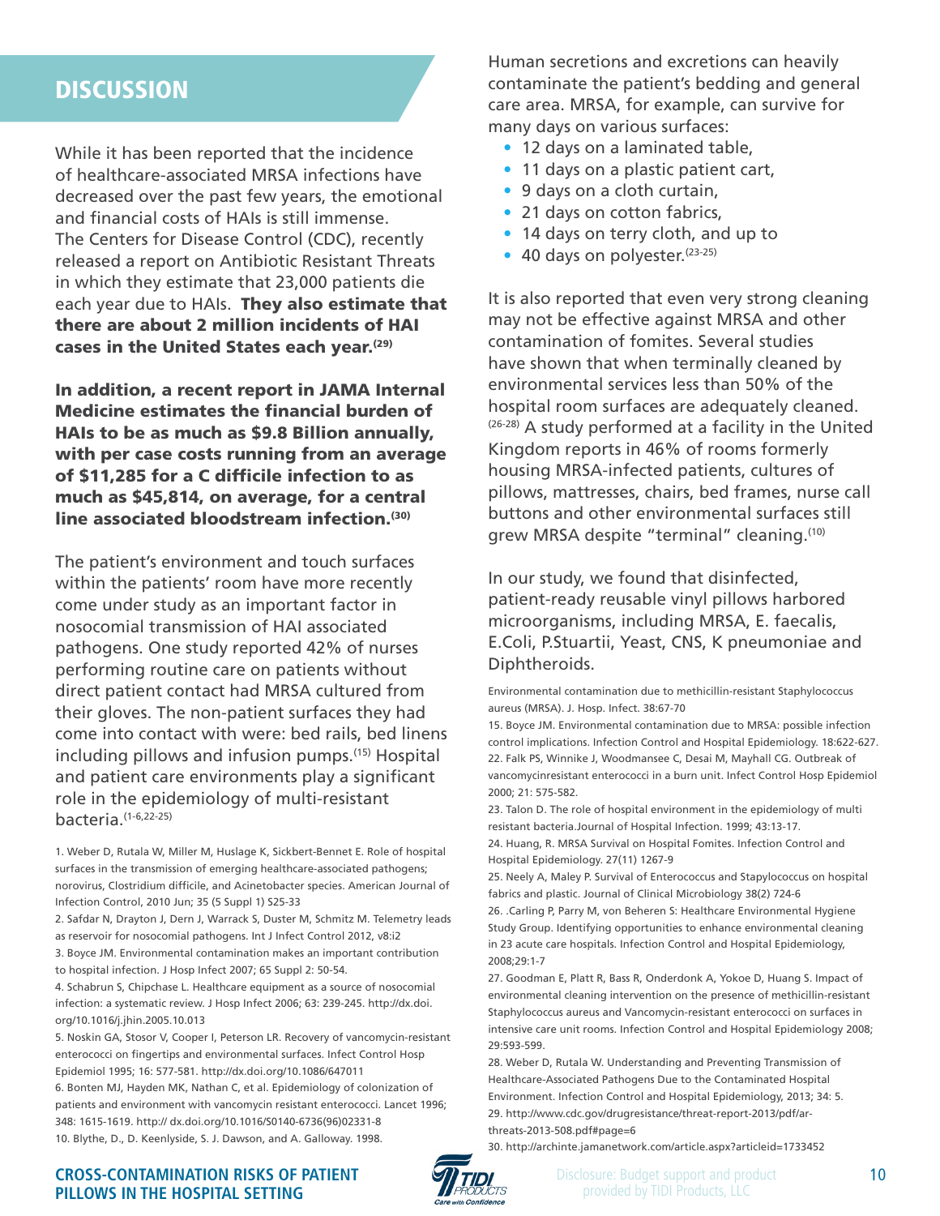## DISCUSSION

While it has been reported that the incidence of healthcare-associated MRSA infections have decreased over the past few years, the emotional and financial costs of HAIs is still immense. The Centers for Disease Control (CDC), recently released a report on Antibiotic Resistant Threats in which they estimate that 23,000 patients die each year due to HAIs. **They also estimate that there are about 2 million incidents of HAI cases in the United States each year.[29]**

**In addition, a recent report in JAMA Internal Medicine estimates the financial burden of HAIs to be as much as $9.8 Billion annually, with per case costs running from an average of $11,285 for a C difficile infection to as much as $45,814, on average, for a central line associated bloodstream infection.[30]**

The patient's environment and touch surfaces within the patients' room have more recently come under study as an important factor in nosocomial transmission of HAI associated pathogens. One study reported 42% of nurses performing routine care on patients without direct patient contact had MRSA cultured from their gloves. The non-patient surfaces they had come into contact with were: bed rails, bed linens including pillows and infusion pumps.[15] Hospital and patient care environments play a significant role in the epidemiology of multi-resistant bacteria.[1-6,22-25]

Human secretions and excretions can heavily contaminate the patient's bedding and general care area. MRSA, for example, can survive for many days on various surfaces:

- 12 days on a laminated table,
- 11 days on a plastic patient cart,
- 9 days on a cloth curtain,
- 21 days on cotton fabrics,
- 14 days on terry cloth, and up to
- 40 days on polyester.[23-25]

It is also reported that even very strong cleaning may not be effective against MRSA and other contamination of fomites. Several studies have shown that when terminally cleaned by environmental services less than 50% of the hospital room surfaces are adequately cleaned.[26-28] A study performed at a facility in the United Kingdom reports in 46% of rooms formerly housing MRSA-infected patients, cultures of pillows, mattresses, chairs, bed frames, nurse call buttons and other environmental surfaces still grew MRSA despite "terminal" cleaning.[10]

In our study, we found that disinfected, patient-ready reusable vinyl pillows harbored microorganisms, including MRSA, E. faecalis, E.Coli, P.Stuartii, Yeast, CNS, K pneumoniae and Diphtheroids.

1. Weber D, Rutala W, Miller M, Huslage K, Sickbert-Bennet E. Role of hospital surfaces in the transmission of emerging healthcare-associated pathogens; norovirus, Clostridium difficile, and Acinetobacter species. American Journal of Infection Control, 2010 Jun; 35 (5 Suppl 1) S25-33
2. Safdar N, Drayton J, Dern J, Warrack S, Duster M, Schmitz M. Telemetry leads as reservoir for nosocomial pathogens. Int J Infect Control 2012, v8:i2
3. Boyce JM. Environmental contamination makes an important contribution to hospital infection. J Hosp Infect 2007; 65 Suppl 2: 50-54.
4. Schabrun S, Chipchase L. Healthcare equipment as a source of nosocomial infection: a systematic review. J Hosp Infect 2006; 63: 239-245. http://dx.doi.org/10.1016/j.jhin.2005.10.013
5. Noskin GA, Stosor V, Cooper I, Peterson LR. Recovery of vancomycin-resistant enterococci on fingertips and environmental surfaces. Infect Control Hosp Epidemiol 1995; 16: 577-581. http://dx.doi.org/10.1086/647011
6. Bonten MJ, Hayden MK, Nathan C, et al. Epidemiology of colonization of patients and environment with vancomycin resistant enterococci. Lancet 1996; 348: 1615-1619. http:// dx.doi.org/10.1016/S0140-6736(96)02331-8
10. Blythe, D., D. Keenlyside, S. J. Dawson, and A. Galloway. 1998. Environmental contamination due to methicillin-resistant Staphylococcus aureus (MRSA). J. Hosp. Infect. 38:67-70
15. Boyce JM. Environmental contamination due to MRSA: possible infection control implications. Infection Control and Hospital Epidemiology. 18:622-627.
22. Falk PS, Winnike J, Woodmansee C, Desai M, Mayhall CG. Outbreak of vancomycinresistant enterococci in a burn unit. Infect Control Hosp Epidemiol 2000; 21: 575-582.
23. Talon D. The role of hospital environment in the epidemiology of multi resistant bacteria.Journal of Hospital Infection. 1999; 43:13-17.
24. Huang, R. MRSA Survival on Hospital Fomites. Infection Control and Hospital Epidemiology. 27(11) 1267-9
25. Neely A, Maley P. Survival of Enterococcus and Stapylococcus on hospital fabrics and plastic. Journal of Clinical Microbiology 38(2) 724-6
26. .Carling P, Parry M, von Beheren S: Healthcare Environmental Hygiene Study Group. Identifying opportunities to enhance environmental cleaning in 23 acute care hospitals. Infection Control and Hospital Epidemiology, 2008;29:1-7
27. Goodman E, Platt R, Bass R, Onderdonk A, Yokoe D, Huang S. Impact of environmental cleaning intervention on the presence of methicillin-resistant Staphylococcus aureus and Vancomycin-resistant enterococci on surfaces in intensive care unit rooms. Infection Control and Hospital Epidemiology 2008; 29:593-599.
28. Weber D, Rutala W. Understanding and Preventing Transmission of Healthcare-Associated Pathogens Due to the Contaminated Hospital Environment. Infection Control and Hospital Epidemiology, 2013; 34: 5.
29. http://www.cdc.gov/drugresistance/threat-report-2013/pdf/ar-threats-2013-508.pdf#page=6
30. http://archinte.jamanetwork.com/article.aspx?articleid=1733452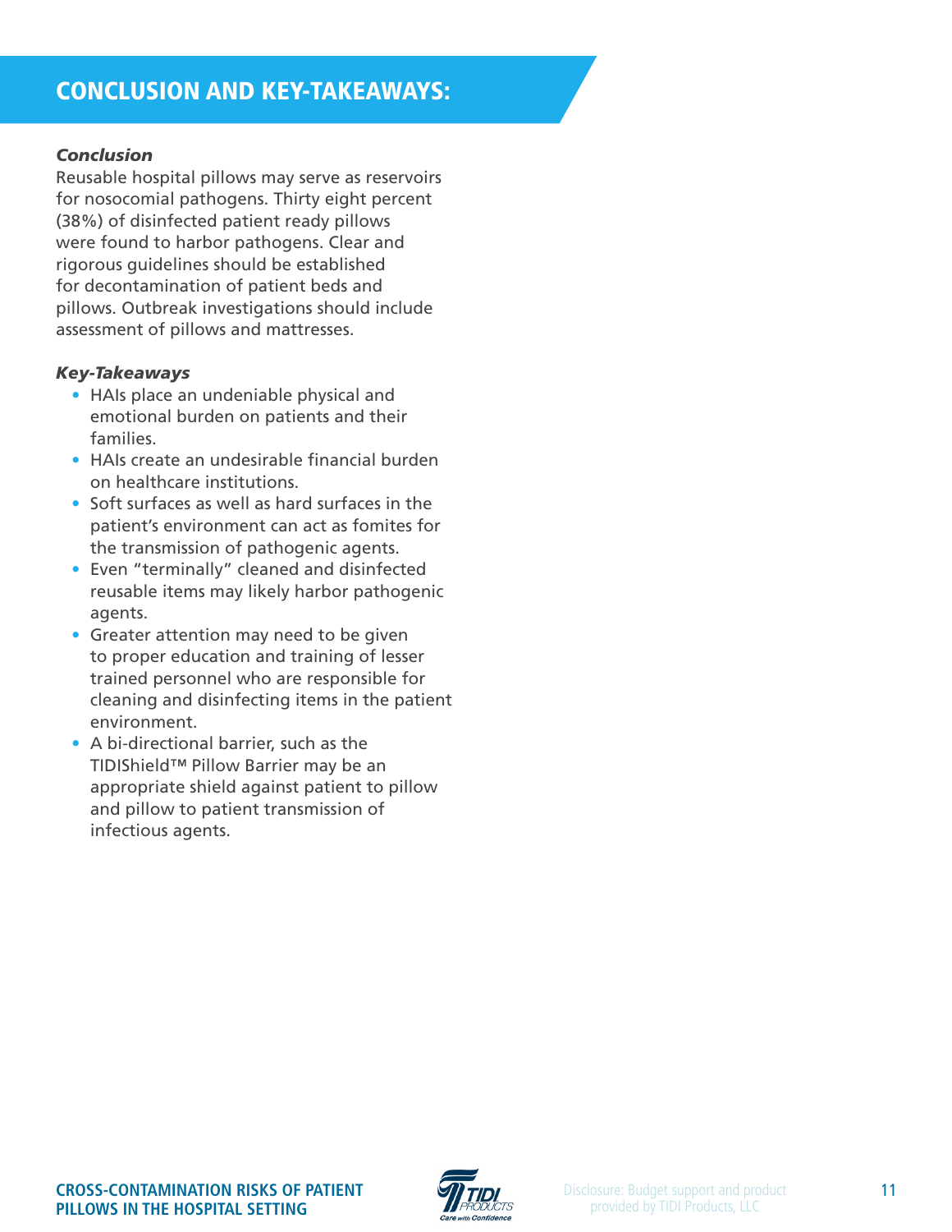## CONCLUSION AND KEY-TAKEAWAYS:

***Conclusion***

Reusable hospital pillows may serve as reservoirs for nosocomial pathogens. Thirty eight percent (38%) of disinfected patient ready pillows were found to harbor pathogens. Clear and rigorous guidelines should be established for decontamination of patient beds and pillows. Outbreak investigations should include assessment of pillows and mattresses.

***Key-Takeaways***

- HAIs place an undeniable physical and emotional burden on patients and their families.
- HAIs create an undesirable financial burden on healthcare institutions.
- Soft surfaces as well as hard surfaces in the patient's environment can act as fomites for the transmission of pathogenic agents.
- Even "terminally" cleaned and disinfected reusable items may likely harbor pathogenic agents.
- Greater attention may need to be given to proper education and training of lesser trained personnel who are responsible for cleaning and disinfecting items in the patient environment.
- A bi-directional barrier, such as the TIDIShield™ Pillow Barrier may be an appropriate shield against patient to pillow and pillow to patient transmission of infectious agents.

Disclosure: Budget support and product provided by TIDI Products, LLC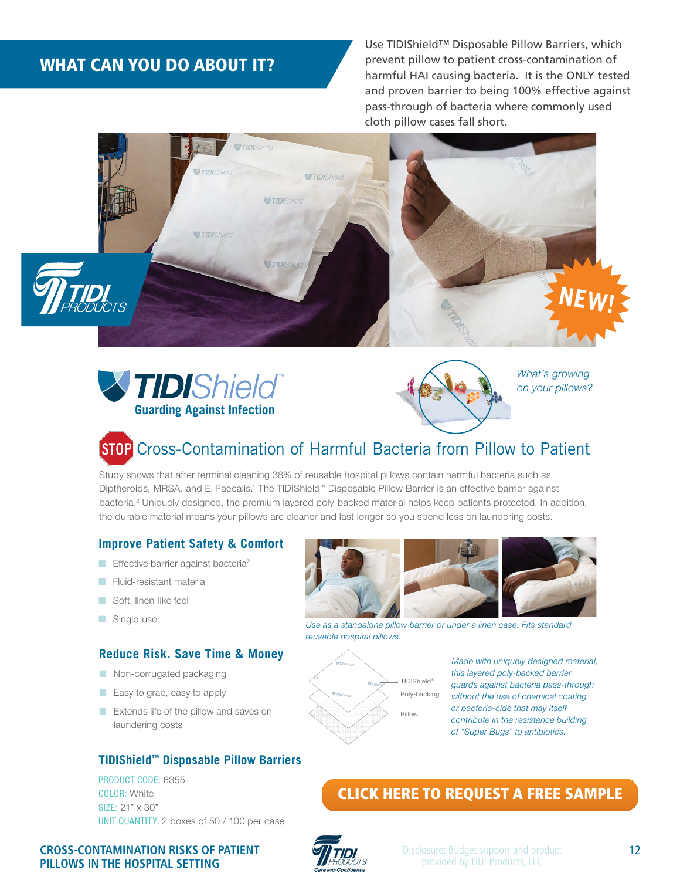## WHAT CAN YOU DO ABOUT IT?

Use TIDIShield™ Disposable Pillow Barriers, which prevent pillow to patient cross-contamination of harmful HAI causing bacteria. It is the ONLY tested and proven barrier to being 100% effective against pass-through of bacteria where commonly used cloth pillow cases fall short.

NEW!

**TIDIShield™**
**Guarding Against Infection**

*What's growing on your pillows?*

## STOP Cross-Contamination of Harmful Bacteria from Pillow to Patient

Study shows that after terminal cleaning 38% of reusable hospital pillows contain harmful bacteria such as Diptheroids, MRSA, and E. Faecalis.[1] The TIDIShield™ Disposable Pillow Barrier is an effective barrier against bacteria.[2] Uniquely designed, the premium layered poly-backed material helps keep patients protected. In addition, the durable material means your pillows are cleaner and last longer so you spend less on laundering costs.

### Improve Patient Safety & Comfort

- Effective barrier against bacteria[2]
- Fluid-resistant material
- Soft, linen-like feel
- Single-use

*Use as a standalone pillow barrier or under a linen case. Fits standard reusable hospital pillows.*

### Reduce Risk. Save Time & Money

- Non-corrugated packaging
- Easy to grab, easy to apply
- Extends life of the pillow and saves on laundering costs

TIDIShield®
Poly-backing
Pillow

*Made with uniquely designed material, this layered poly-backed barrier guards against bacteria pass-through without the use of chemical coating or bacteria-cide that may itself contribute in the resistance building of "Super Bugs" to antibiotics.*

### TIDIShield™ Disposable Pillow Barriers

PRODUCT CODE: 6355
COLOR: White
SIZE: 21" x 30"
UNIT QUANTITY: 2 boxes of 50 / 100 per case

**CLICK HERE TO REQUEST A FREE SAMPLE**

Disclosure: Budget support and product provided by TIDI Products, LLC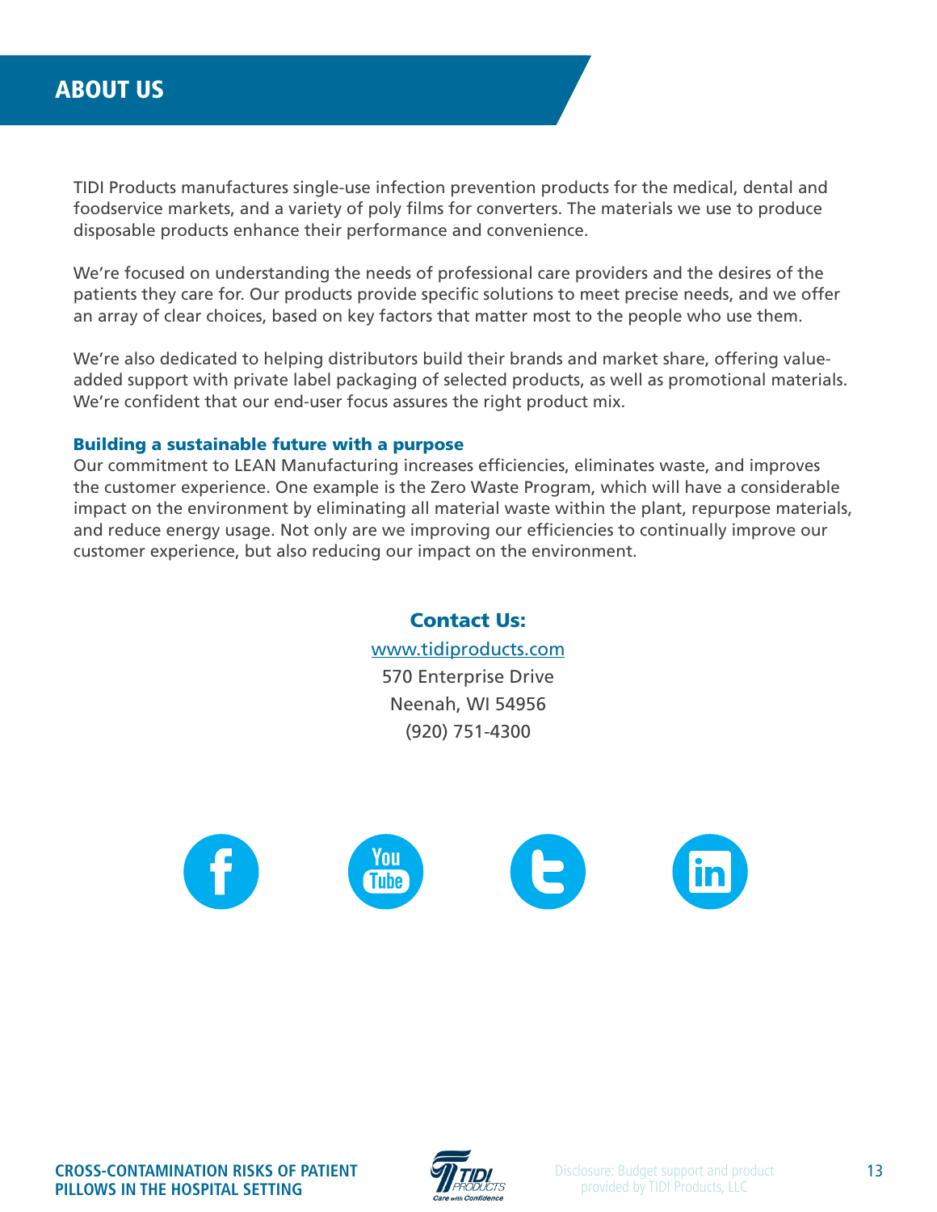## ABOUT US

TIDI Products manufactures single-use infection prevention products for the medical, dental and foodservice markets, and a variety of poly films for converters. The materials we use to produce disposable products enhance their performance and convenience.

We're focused on understanding the needs of professional care providers and the desires of the patients they care for. Our products provide specific solutions to meet precise needs, and we offer an array of clear choices, based on key factors that matter most to the people who use them.

We're also dedicated to helping distributors build their brands and market share, offering value-added support with private label packaging of selected products, as well as promotional materials. We're confident that our end-user focus assures the right product mix.

**Building a sustainable future with a purpose**

Our commitment to LEAN Manufacturing increases efficiencies, eliminates waste, and improves the customer experience. One example is the Zero Waste Program, which will have a considerable impact on the environment by eliminating all material waste within the plant, repurpose materials, and reduce energy usage. Not only are we improving our efficiencies to continually improve our customer experience, but also reducing our impact on the environment.

### Contact Us:

www.tidiproducts.com
570 Enterprise Drive
Neenah, WI 54956
(920) 751-4300

Disclosure: Budget support and product provided by TIDI Products, LLC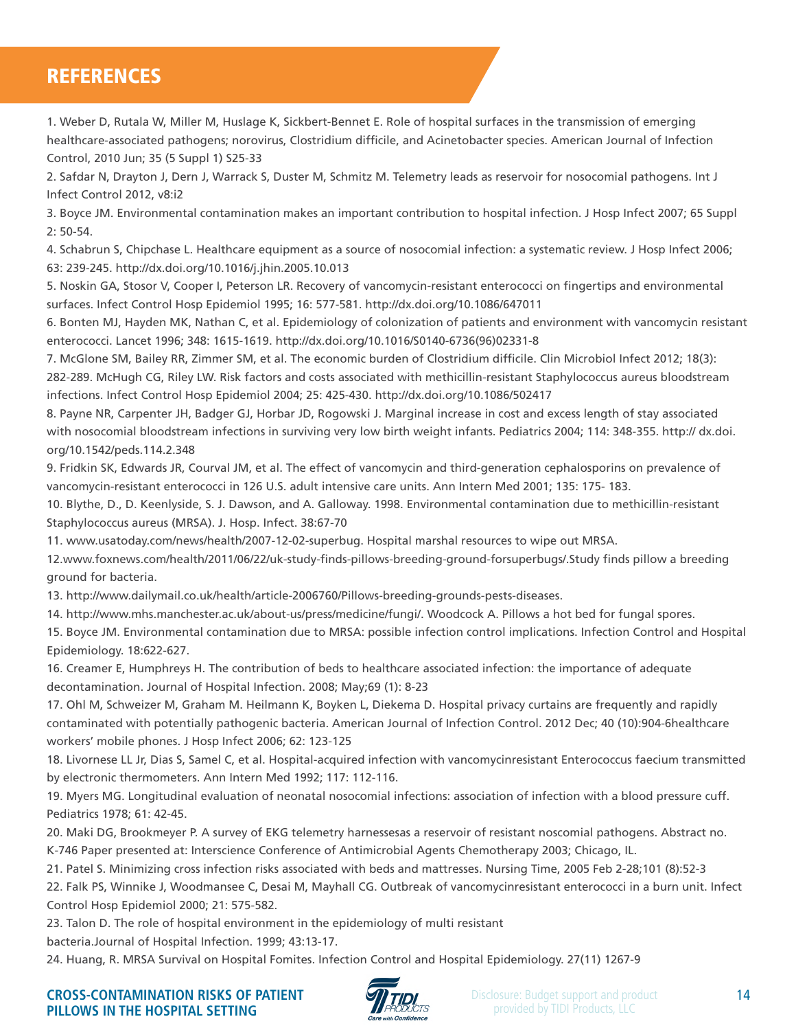# REFERENCES

1. Weber D, Rutala W, Miller M, Huslage K, Sickbert-Bennet E. Role of hospital surfaces in the transmission of emerging healthcare-associated pathogens; norovirus, Clostridium difficile, and Acinetobacter species. American Journal of Infection Control, 2010 Jun; 35 (5 Suppl 1) S25-33

2. Safdar N, Drayton J, Dern J, Warrack S, Duster M, Schmitz M. Telemetry leads as reservoir for nosocomial pathogens. Int J Infect Control 2012, v8:i2

3. Boyce JM. Environmental contamination makes an important contribution to hospital infection. J Hosp Infect 2007; 65 Suppl 2: 50-54.

4. Schabrun S, Chipchase L. Healthcare equipment as a source of nosocomial infection: a systematic review. J Hosp Infect 2006; 63: 239-245. http://dx.doi.org/10.1016/j.jhin.2005.10.013

5. Noskin GA, Stosor V, Cooper I, Peterson LR. Recovery of vancomycin-resistant enterococci on fingertips and environmental surfaces. Infect Control Hosp Epidemiol 1995; 16: 577-581. http://dx.doi.org/10.1086/647011

6. Bonten MJ, Hayden MK, Nathan C, et al. Epidemiology of colonization of patients and environment with vancomycin resistant enterococci. Lancet 1996; 348: 1615-1619. http://dx.doi.org/10.1016/S0140-6736(96)02331-8

7. McGlone SM, Bailey RR, Zimmer SM, et al. The economic burden of Clostridium difficile. Clin Microbiol Infect 2012; 18(3): 282-289. McHugh CG, Riley LW. Risk factors and costs associated with methicillin-resistant Staphylococcus aureus bloodstream infections. Infect Control Hosp Epidemiol 2004; 25: 425-430. http://dx.doi.org/10.1086/502417

8. Payne NR, Carpenter JH, Badger GJ, Horbar JD, Rogowski J. Marginal increase in cost and excess length of stay associated with nosocomial bloodstream infections in surviving very low birth weight infants. Pediatrics 2004; 114: 348-355. http:// dx.doi.org/10.1542/peds.114.2.348

9. Fridkin SK, Edwards JR, Courval JM, et al. The effect of vancomycin and third-generation cephalosporins on prevalence of vancomycin-resistant enterococci in 126 U.S. adult intensive care units. Ann Intern Med 2001; 135: 175- 183.

10. Blythe, D., D. Keenlyside, S. J. Dawson, and A. Galloway. 1998. Environmental contamination due to methicillin-resistant Staphylococcus aureus (MRSA). J. Hosp. Infect. 38:67-70

11. www.usatoday.com/news/health/2007-12-02-superbug. Hospital marshal resources to wipe out MRSA.

12.www.foxnews.com/health/2011/06/22/uk-study-finds-pillows-breeding-ground-forsuperbugs/.Study finds pillow a breeding ground for bacteria.

13. http://www.dailymail.co.uk/health/article-2006760/Pillows-breeding-grounds-pests-diseases.

14. http://www.mhs.manchester.ac.uk/about-us/press/medicine/fungi/. Woodcock A. Pillows a hot bed for fungal spores.

15. Boyce JM. Environmental contamination due to MRSA: possible infection control implications. Infection Control and Hospital Epidemiology. 18:622-627.

16. Creamer E, Humphreys H. The contribution of beds to healthcare associated infection: the importance of adequate decontamination. Journal of Hospital Infection. 2008; May;69 (1): 8-23

17. Ohl M, Schweizer M, Graham M. Heilmann K, Boyken L, Diekema D. Hospital privacy curtains are frequently and rapidly contaminated with potentially pathogenic bacteria. American Journal of Infection Control. 2012 Dec; 40 (10):904-6healthcare workers' mobile phones. J Hosp Infect 2006; 62: 123-125

18. Livornese LL Jr, Dias S, Samel C, et al. Hospital-acquired infection with vancomycinresistant Enterococcus faecium transmitted by electronic thermometers. Ann Intern Med 1992; 117: 112-116.

19. Myers MG. Longitudinal evaluation of neonatal nosocomial infections: association of infection with a blood pressure cuff. Pediatrics 1978; 61: 42-45.

20. Maki DG, Brookmeyer P. A survey of EKG telemetry harnessesas a reservoir of resistant noscomial pathogens. Abstract no. K-746 Paper presented at: Interscience Conference of Antimicrobial Agents Chemotherapy 2003; Chicago, IL.

21. Patel S. Minimizing cross infection risks associated with beds and mattresses. Nursing Time, 2005 Feb 2-28;101 (8):52-3

22. Falk PS, Winnike J, Woodmansee C, Desai M, Mayhall CG. Outbreak of vancomycinresistant enterococci in a burn unit. Infect Control Hosp Epidemiol 2000; 21: 575-582.

23. Talon D. The role of hospital environment in the epidemiology of multi resistant bacteria.Journal of Hospital Infection. 1999; 43:13-17.

24. Huang, R. MRSA Survival on Hospital Fomites. Infection Control and Hospital Epidemiology. 27(11) 1267-9

Disclosure: Budget support and product provided by TIDI Products, LLC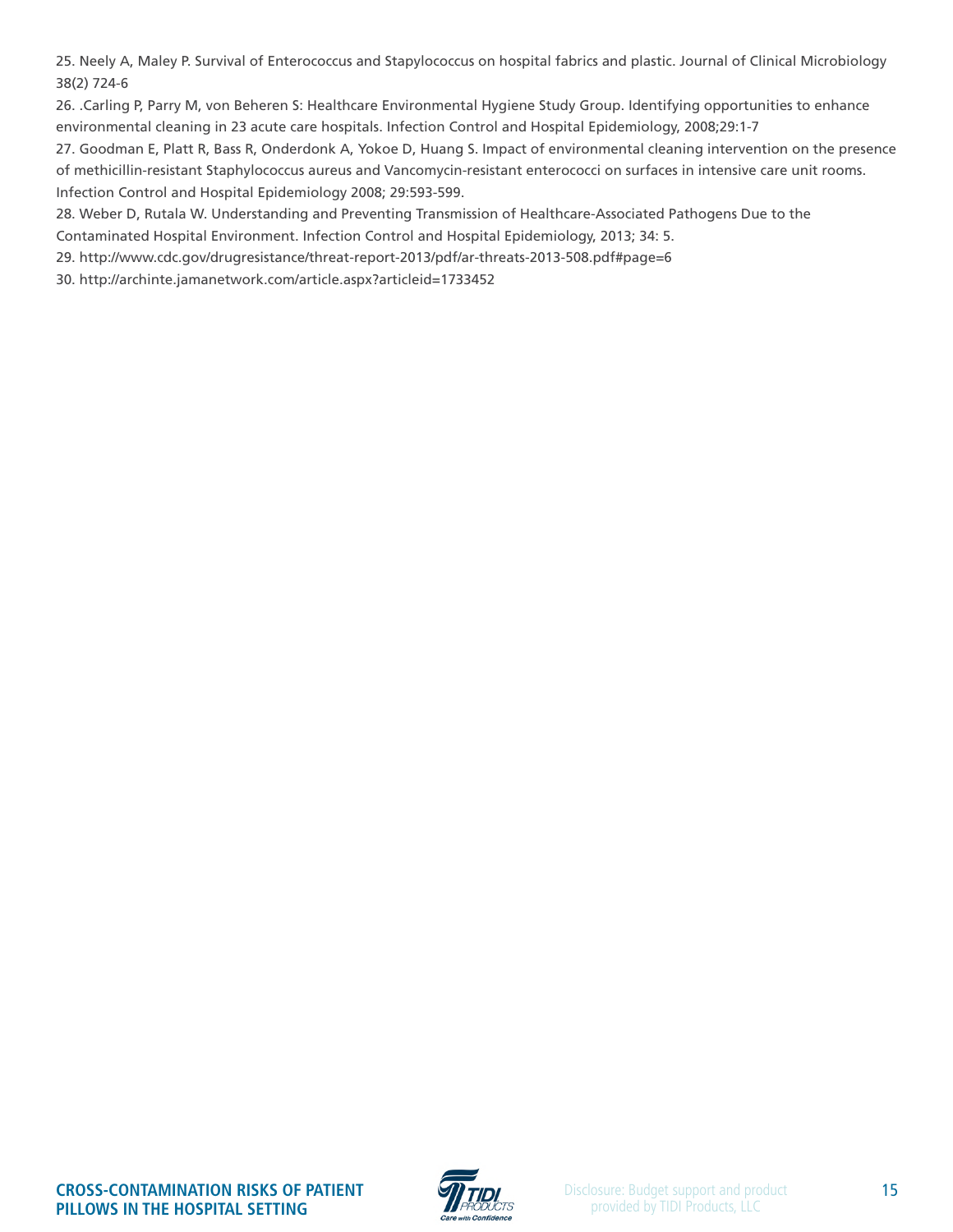25. Neely A, Maley P. Survival of Enterococcus and Stapylococcus on hospital fabrics and plastic. Journal of Clinical Microbiology 38(2) 724-6

26. .Carling P, Parry M, von Beheren S: Healthcare Environmental Hygiene Study Group. Identifying opportunities to enhance environmental cleaning in 23 acute care hospitals. Infection Control and Hospital Epidemiology, 2008;29:1-7

27. Goodman E, Platt R, Bass R, Onderdonk A, Yokoe D, Huang S. Impact of environmental cleaning intervention on the presence of methicillin-resistant Staphylococcus aureus and Vancomycin-resistant enterococci on surfaces in intensive care unit rooms. Infection Control and Hospital Epidemiology 2008; 29:593-599.

28. Weber D, Rutala W. Understanding and Preventing Transmission of Healthcare-Associated Pathogens Due to the Contaminated Hospital Environment. Infection Control and Hospital Epidemiology, 2013; 34: 5.

29. http://www.cdc.gov/drugresistance/threat-report-2013/pdf/ar-threats-2013-508.pdf#page=6

30. http://archinte.jamanetwork.com/article.aspx?articleid=1733452

Disclosure: Budget support and product provided by TIDI Products, LLC